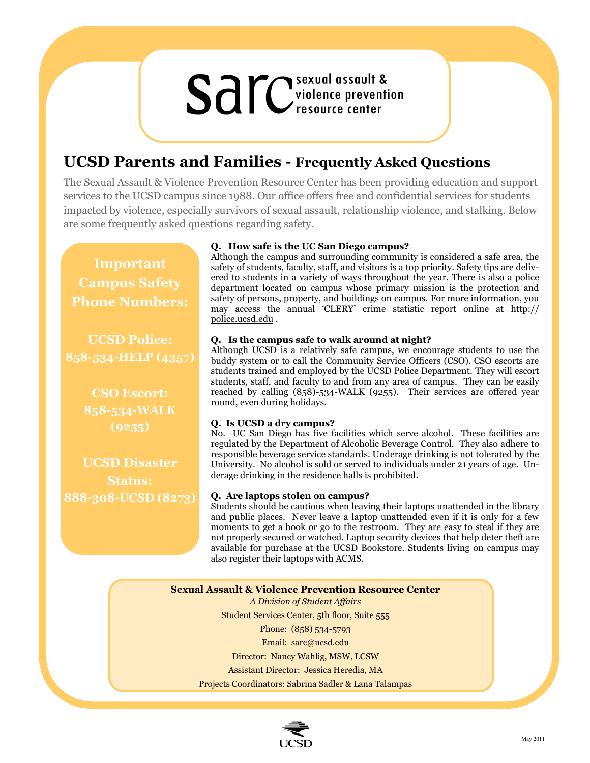# sarc sexual assault & violence prevention resource center

## UCSD Parents and Families - Frequently Asked Questions

The Sexual Assault & Violence Prevention Resource Center has been providing education and support services to the UCSD campus since 1988. Our office offers free and confidential services for students impacted by violence, especially survivors of sexual assault, relationship violence, and stalking. Below are some frequently asked questions regarding safety.

### Important Campus Safety Phone Numbers:

**UCSD Police:**
**858-534-HELP (4357)**

**CSO Escort:**
**858-534-WALK (9255)**

**UCSD Disaster Status:**
**888-308-UCSD (8273)**

**Q. How safe is the UC San Diego campus?**
Although the campus and surrounding community is considered a safe area, the safety of students, faculty, staff, and visitors is a top priority. Safety tips are delivered to students in a variety of ways throughout the year. There is also a police department located on campus whose primary mission is the protection and safety of persons, property, and buildings on campus. For more information, you may access the annual 'CLERY' crime statistic report online at http://police.ucsd.edu .

**Q. Is the campus safe to walk around at night?**
Although UCSD is a relatively safe campus, we encourage students to use the buddy system or to call the Community Service Officers (CSO). CSO escorts are students trained and employed by the UCSD Police Department. They will escort students, staff, and faculty to and from any area of campus. They can be easily reached by calling (858)-534-WALK (9255). Their services are offered year round, even during holidays.

**Q. Is UCSD a dry campus?**
No. UC San Diego has five facilities which serve alcohol. These facilities are regulated by the Department of Alcoholic Beverage Control. They also adhere to responsible beverage service standards. Underage drinking is not tolerated by the University. No alcohol is sold or served to individuals under 21 years of age. Underage drinking in the residence halls is prohibited.

**Q. Are laptops stolen on campus?**
Students should be cautious when leaving their laptops unattended in the library and public places. Never leave a laptop unattended even if it is only for a few moments to get a book or go to the restroom. They are easy to steal if they are not properly secured or watched. Laptop security devices that help deter theft are available for purchase at the UCSD Bookstore. Students living on campus may also register their laptops with ACMS.

**Sexual Assault & Violence Prevention Resource Center**
*A Division of Student Affairs*
Student Services Center, 5th floor, Suite 555
Phone: (858) 534-5793
Email: sarc@ucsd.edu
Director: Nancy Wahlig, MSW, LCSW
Assistant Director: Jessica Heredia, MA
Projects Coordinators: Sabrina Sadler & Lana Talampas

UCSD

May 2011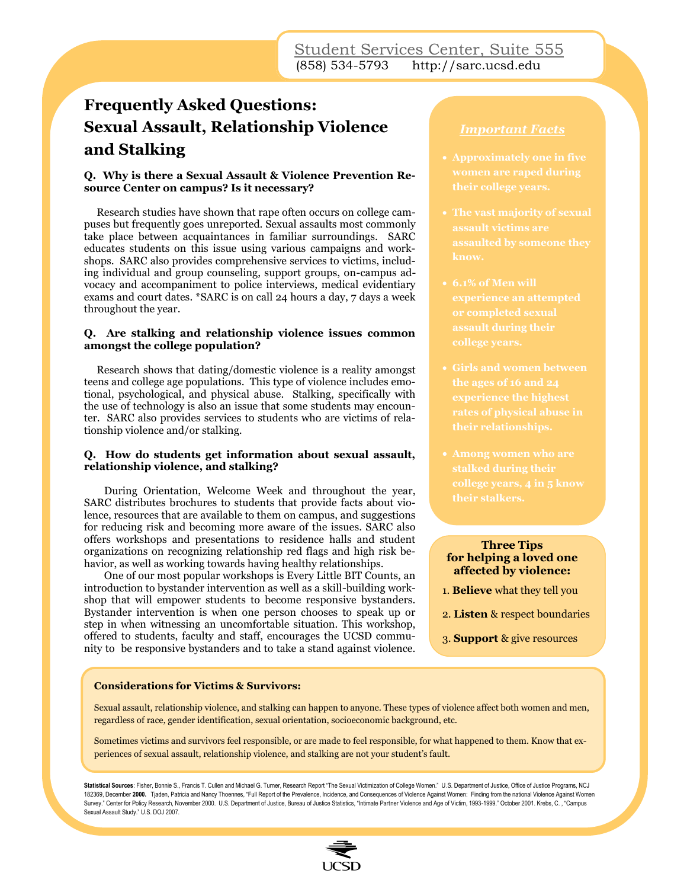Student Services Center, Suite 555
(858) 534-5793 http://sarc.ucsd.edu

# Frequently Asked Questions: Sexual Assault, Relationship Violence and Stalking

**Q. Why is there a Sexual Assault & Violence Prevention Resource Center on campus? Is it necessary?**

Research studies have shown that rape often occurs on college campuses but frequently goes unreported. Sexual assaults most commonly take place between acquaintances in familiar surroundings. SARC educates students on this issue using various campaigns and workshops. SARC also provides comprehensive services to victims, including individual and group counseling, support groups, on-campus advocacy and accompaniment to police interviews, medical evidentiary exams and court dates. *SARC is on call 24 hours a day, 7 days a week throughout the year.

**Q. Are stalking and relationship violence issues common amongst the college population?**

Research shows that dating/domestic violence is a reality amongst teens and college age populations. This type of violence includes emotional, psychological, and physical abuse. Stalking, specifically with the use of technology is also an issue that some students may encounter. SARC also provides services to students who are victims of relationship violence and/or stalking.

**Q. How do students get information about sexual assault, relationship violence, and stalking?**

During Orientation, Welcome Week and throughout the year, SARC distributes brochures to students that provide facts about violence, resources that are available to them on campus, and suggestions for reducing risk and becoming more aware of the issues. SARC also offers workshops and presentations to residence halls and student organizations on recognizing relationship red flags and high risk behavior, as well as working towards having healthy relationships.

One of our most popular workshops is Every Little BIT Counts, an introduction to bystander intervention as well as a skill-building workshop that will empower students to become responsive bystanders. Bystander intervention is when one person chooses to speak up or step in when witnessing an uncomfortable situation. This workshop, offered to students, faculty and staff, encourages the UCSD community to be responsive bystanders and to take a stand against violence.

## *Important Facts*

- **Approximately one in five women are raped during their college years.**
- **The vast majority of sexual assault victims are assaulted by someone they know.**
- **6.1% of Men will experience an attempted or completed sexual assault during their college years.**
- **Girls and women between the ages of 16 and 24 experience the highest rates of physical abuse in their relationships.**
- **Among women who are stalked during their college years, 4 in 5 know their stalkers.**

**Three Tips for helping a loved one affected by violence:**

1. **Believe** what they tell you
2. **Listen** & respect boundaries
3. **Support** & give resources

**Considerations for Victims & Survivors:**

Sexual assault, relationship violence, and stalking can happen to anyone. These types of violence affect both women and men, regardless of race, gender identification, sexual orientation, socioeconomic background, etc.

Sometimes victims and survivors feel responsible, or are made to feel responsible, for what happened to them. Know that experiences of sexual assault, relationship violence, and stalking are not your student's fault.

**Statistical Sources**: Fisher, Bonnie S., Francis T. Cullen and Michael G. Turner, Research Report "The Sexual Victimization of College Women." U.S. Department of Justice, Office of Justice Programs, NCJ 182369, December **2000.** Tjaden, Patricia and Nancy Thoennes, "Full Report of the Prevalence, Incidence, and Consequences of Violence Against Women: Finding from the national Violence Against Women Survey." Center for Policy Research, November 2000. U.S. Department of Justice, Bureau of Justice Statistics, "Intimate Partner Violence and Age of Victim, 1993-1999." October 2001. Krebs, C., "Campus Sexual Assault Study." U.S. DOJ 2007.

UCSD